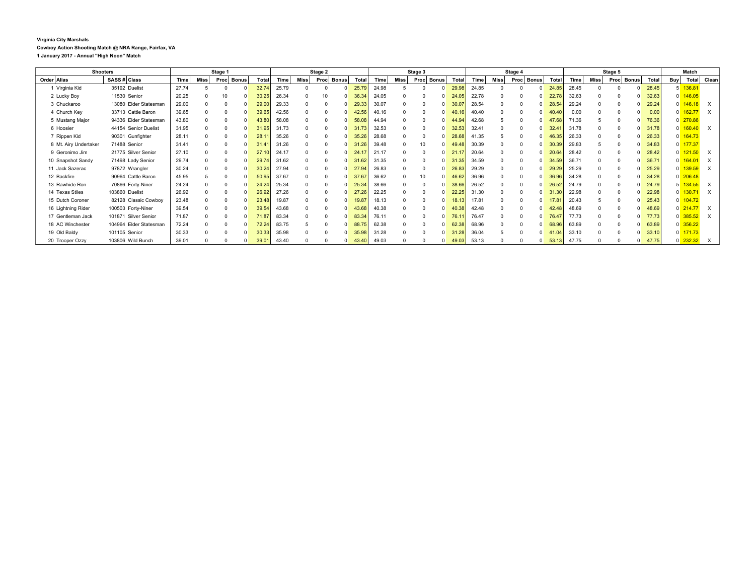**Virginia City Marshals**

**Cowboy Action Shooting Match @ NRA Range, Fairfax, VA**

**1 January 2017 - Annual "High Noon" Match**

| Shooters | | | | Stage 1 | | | | | Stage 2 | | | | | Stage 3 | | | | | Stage 4 | | | | | Stage 5 | | | | | Match | | |
|---|---|---|---|---|---|---|---|---|---|---|---|---|---|---|---|---|---|---|---|---|---|---|---|---|---|---|---|---|---|---|---|
| Order | Alias | SASS # | Class | Time | Miss | Proc | Bonus | Total | Time | Miss | Proc | Bonus | Total | Time | Miss | Proc | Bonus | Total | Time | Miss | Proc | Bonus | Total | Time | Miss | Proc | Bonus | Total | Buy | Total | Clean |
| 1 | Virginia Kid | 35192 | Duelist | 27.74 | 5 | 0 | 0 | 32.74 | 25.79 | 0 | 0 | 0 | 25.79 | 24.98 | 5 | 0 | 0 | 29.98 | 24.85 | 0 | 0 | 0 | 24.85 | 28.45 | 0 | 0 | 0 | 28.45 | 5 | 136.81 | |
| 2 | Lucky Boy | 11530 | Senior | 20.25 | 0 | 10 | 0 | 30.25 | 26.34 | 0 | 10 | 0 | 36.34 | 24.05 | 0 | 0 | 0 | 24.05 | 22.78 | 0 | 0 | 0 | 22.78 | 32.63 | 0 | 0 | 0 | 32.63 | 0 | 146.05 | |
| 3 | Chuckaroo | 13080 | Elder Statesman | 29.00 | 0 | 0 | 0 | 29.00 | 29.33 | 0 | 0 | 0 | 29.33 | 30.07 | 0 | 0 | 0 | 30.07 | 28.54 | 0 | 0 | 0 | 28.54 | 29.24 | 0 | 0 | 0 | 29.24 | 0 | 146.18 | X |
| 4 | Church Key | 33713 | Cattle Baron | 39.65 | 0 | 0 | 0 | 39.65 | 42.56 | 0 | 0 | 0 | 42.56 | 40.16 | 0 | 0 | 0 | 40.16 | 40.40 | 0 | 0 | 0 | 40.40 | 0.00 | 0 | 0 | 0 | 0.00 | 0 | 162.77 | X |
| 5 | Mustang Major | 94336 | Elder Statesman | 43.80 | 0 | 0 | 0 | 43.80 | 58.08 | 0 | 0 | 0 | 58.08 | 44.94 | 0 | 0 | 0 | 44.94 | 42.68 | 5 | 0 | 0 | 47.68 | 71.36 | 5 | 0 | 0 | 76.36 | 0 | 270.86 | |
| 6 | Hoosier | 44154 | Senior Duelist | 31.95 | 0 | 0 | 0 | 31.95 | 31.73 | 0 | 0 | 0 | 31.73 | 32.53 | 0 | 0 | 0 | 32.53 | 32.41 | 0 | 0 | 0 | 32.41 | 31.78 | 0 | 0 | 0 | 31.78 | 0 | 160.40 | X |
| 7 | Rippen Kid | 90301 | Gunfighter | 28.11 | 0 | 0 | 0 | 28.11 | 35.26 | 0 | 0 | 0 | 35.26 | 28.68 | 0 | 0 | 0 | 28.68 | 41.35 | 5 | 0 | 0 | 46.35 | 26.33 | 0 | 0 | 0 | 26.33 | 0 | 164.73 | |
| 8 | Mt. Airy Undertaker | 71488 | Senior | 31.41 | 0 | 0 | 0 | 31.41 | 31.26 | 0 | 0 | 0 | 31.26 | 39.48 | 0 | 10 | 0 | 49.48 | 30.39 | 0 | 0 | 0 | 30.39 | 29.83 | 5 | 0 | 0 | 34.83 | 0 | 177.37 | |
| 9 | Geronimo Jim | 21775 | Silver Senior | 27.10 | 0 | 0 | 0 | 27.10 | 24.17 | 0 | 0 | 0 | 24.17 | 21.17 | 0 | 0 | 0 | 21.17 | 20.64 | 0 | 0 | 0 | 20.64 | 28.42 | 0 | 0 | 0 | 28.42 | 0 | 121.50 | X |
| 10 | Snapshot Sandy | 71498 | Lady Senior | 29.74 | 0 | 0 | 0 | 29.74 | 31.62 | 0 | 0 | 0 | 31.62 | 31.35 | 0 | 0 | 0 | 31.35 | 34.59 | 0 | 0 | 0 | 34.59 | 36.71 | 0 | 0 | 0 | 36.71 | 0 | 164.01 | X |
| 11 | Jack Sazerac | 97872 | Wrangler | 30.24 | 0 | 0 | 0 | 30.24 | 27.94 | 0 | 0 | 0 | 27.94 | 26.83 | 0 | 0 | 0 | 26.83 | 29.29 | 0 | 0 | 0 | 29.29 | 25.29 | 0 | 0 | 0 | 25.29 | 0 | 139.59 | X |
| 12 | Backfire | 90964 | Cattle Baron | 45.95 | 5 | 0 | 0 | 50.95 | 37.67 | 0 | 0 | 0 | 37.67 | 36.62 | 0 | 10 | 0 | 46.62 | 36.96 | 0 | 0 | 0 | 36.96 | 34.28 | 0 | 0 | 0 | 34.28 | 0 | 206.48 | |
| 13 | Rawhide Ron | 70866 | Forty-Niner | 24.24 | 0 | 0 | 0 | 24.24 | 25.34 | 0 | 0 | 0 | 25.34 | 38.66 | 0 | 0 | 0 | 38.66 | 26.52 | 0 | 0 | 0 | 26.52 | 24.79 | 0 | 0 | 0 | 24.79 | 5 | 134.55 | X |
| 14 | Texas Stiles | 103860 | Duelist | 26.92 | 0 | 0 | 0 | 26.92 | 27.26 | 0 | 0 | 0 | 27.26 | 22.25 | 0 | 0 | 0 | 22.25 | 31.30 | 0 | 0 | 0 | 31.30 | 22.98 | 0 | 0 | 0 | 22.98 | 0 | 130.71 | X |
| 15 | Dutch Coroner | 82128 | Classic Cowboy | 23.48 | 0 | 0 | 0 | 23.48 | 19.87 | 0 | 0 | 0 | 19.87 | 18.13 | 0 | 0 | 0 | 18.13 | 17.81 | 0 | 0 | 0 | 17.81 | 20.43 | 5 | 0 | 0 | 25.43 | 0 | 104.72 | |
| 16 | Lightning Rider | 100503 | Forty-Niner | 39.54 | 0 | 0 | 0 | 39.54 | 43.68 | 0 | 0 | 0 | 43.68 | 40.38 | 0 | 0 | 0 | 40.38 | 42.48 | 0 | 0 | 0 | 42.48 | 48.69 | 0 | 0 | 0 | 48.69 | 0 | 214.77 | X |
| 17 | Gentleman Jack | 101871 | Silver Senior | 71.87 | 0 | 0 | 0 | 71.87 | 83.34 | 0 | 0 | 0 | 83.34 | 76.11 | 0 | 0 | 0 | 76.11 | 76.47 | 0 | 0 | 0 | 76.47 | 77.73 | 0 | 0 | 0 | 77.73 | 0 | 385.52 | X |
| 18 | AC Winchester | 104964 | Elder Statesman | 72.24 | 0 | 0 | 0 | 72.24 | 83.75 | 5 | 0 | 0 | 88.75 | 62.38 | 0 | 0 | 0 | 62.38 | 68.96 | 0 | 0 | 0 | 68.96 | 63.89 | 0 | 0 | 0 | 63.89 | 0 | 356.22 | |
| 19 | Old Baldy | 101105 | Senior | 30.33 | 0 | 0 | 0 | 30.33 | 35.98 | 0 | 0 | 0 | 35.98 | 31.28 | 0 | 0 | 0 | 31.28 | 36.04 | 5 | 0 | 0 | 41.04 | 33.10 | 0 | 0 | 0 | 33.10 | 0 | 171.73 | |
| 20 | Trooper Ozzy | 103806 | Wild Bunch | 39.01 | 0 | 0 | 0 | 39.01 | 43.40 | 0 | 0 | 0 | 43.40 | 49.03 | 0 | 0 | 0 | 49.03 | 53.13 | 0 | 0 | 0 | 53.13 | 47.75 | 0 | 0 | 0 | 47.75 | 0 | 232.32 | X |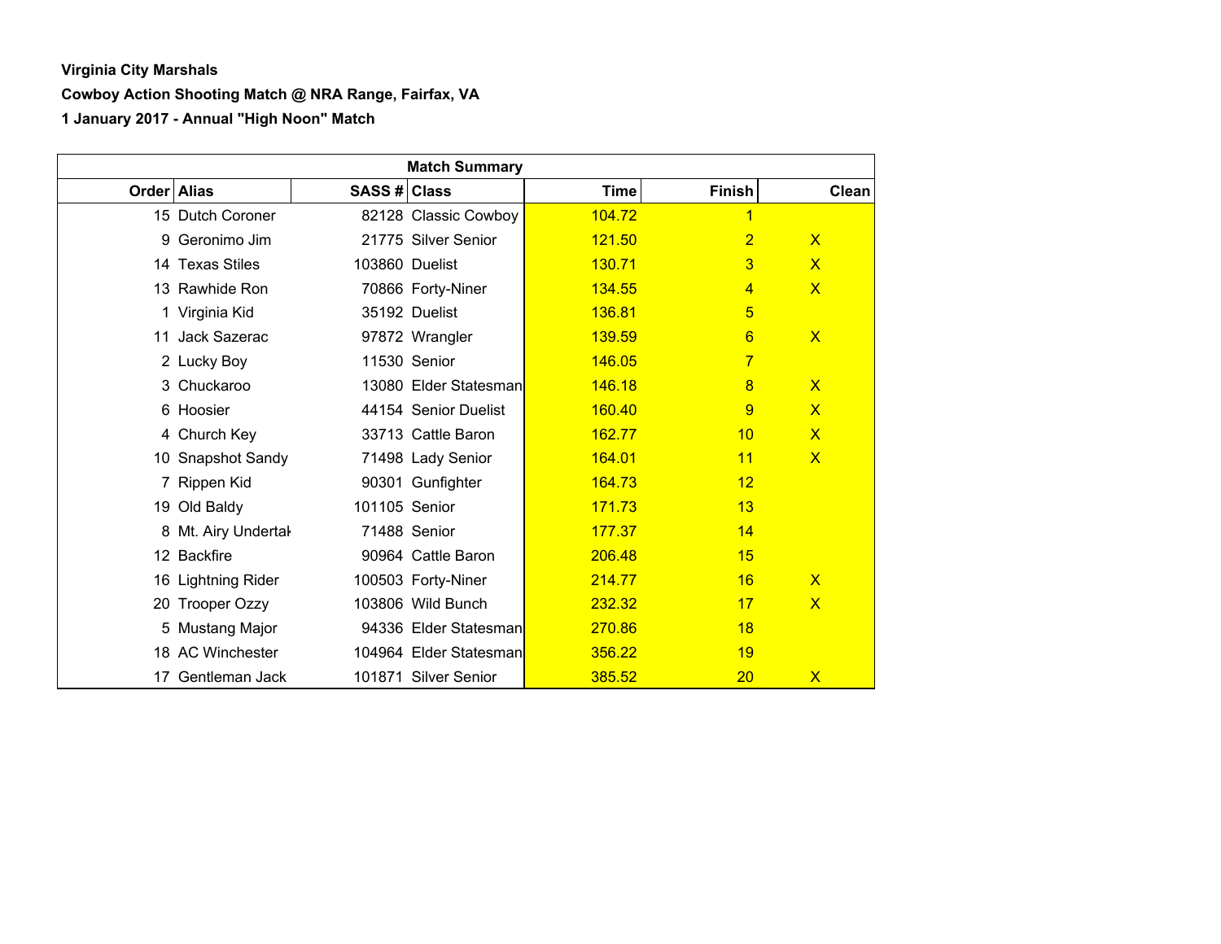**Virginia City Marshals**

**Cowboy Action Shooting Match @ NRA Range, Fairfax, VA**

**1 January 2017 - Annual "High Noon" Match**

| Match Summary | | | | | | |
|---|---|---|---|---|---|---|
| **Order** | **Alias** | **SASS #** | **Class** | **Time** | **Finish** | **Clean** |
| 15 | Dutch Coroner | 82128 | Classic Cowboy | 104.72 | 1 | |
| 9 | Geronimo Jim | 21775 | Silver Senior | 121.50 | 2 | X |
| 14 | Texas Stiles | 103860 | Duelist | 130.71 | 3 | X |
| 13 | Rawhide Ron | 70866 | Forty-Niner | 134.55 | 4 | X |
| 1 | Virginia Kid | 35192 | Duelist | 136.81 | 5 | |
| 11 | Jack Sazerac | 97872 | Wrangler | 139.59 | 6 | X |
| 2 | Lucky Boy | 11530 | Senior | 146.05 | 7 | |
| 3 | Chuckaroo | 13080 | Elder Statesman | 146.18 | 8 | X |
| 6 | Hoosier | 44154 | Senior Duelist | 160.40 | 9 | X |
| 4 | Church Key | 33713 | Cattle Baron | 162.77 | 10 | X |
| 10 | Snapshot Sandy | 71498 | Lady Senior | 164.01 | 11 | X |
| 7 | Rippen Kid | 90301 | Gunfighter | 164.73 | 12 | |
| 19 | Old Baldy | 101105 | Senior | 171.73 | 13 | |
| 8 | Mt. Airy Undertak | 71488 | Senior | 177.37 | 14 | |
| 12 | Backfire | 90964 | Cattle Baron | 206.48 | 15 | |
| 16 | Lightning Rider | 100503 | Forty-Niner | 214.77 | 16 | X |
| 20 | Trooper Ozzy | 103806 | Wild Bunch | 232.32 | 17 | X |
| 5 | Mustang Major | 94336 | Elder Statesman | 270.86 | 18 | |
| 18 | AC Winchester | 104964 | Elder Statesman | 356.22 | 19 | |
| 17 | Gentleman Jack | 101871 | Silver Senior | 385.52 | 20 | X |